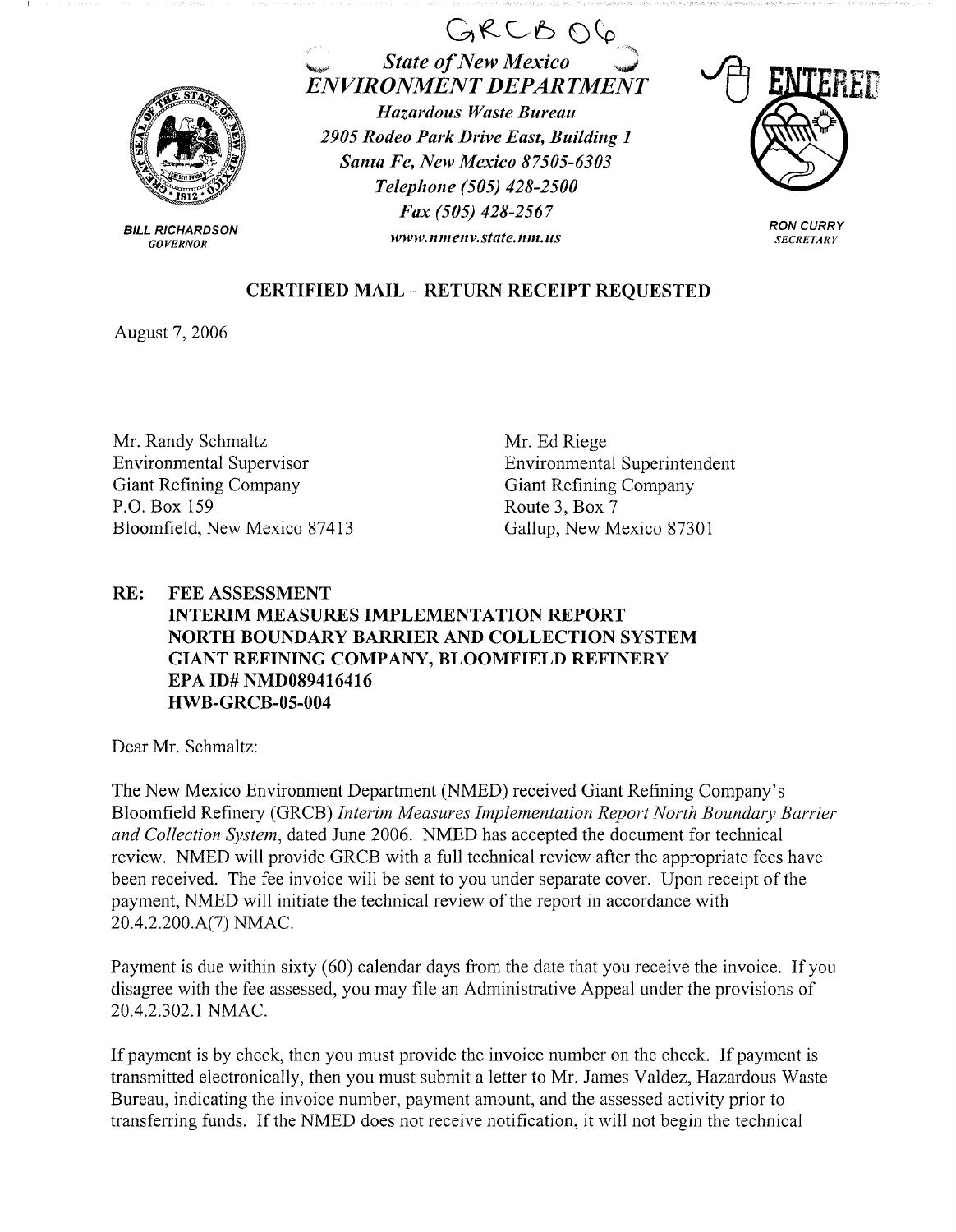GRCB 06

*State of New Mexico*
*ENVIRONMENT DEPARTMENT*
*Hazardous Waste Bureau*
*2905 Rodeo Park Drive East, Building 1*
*Santa Fe, New Mexico 87505-6303*
*Telephone (505) 428-2500*
*Fax (505) 428-2567*
*www.nmenv.state.nm.us*

ENTERED

**BILL RICHARDSON**
*GOVERNOR*

**RON CURRY**
*SECRETARY*

**CERTIFIED MAIL – RETURN RECEIPT REQUESTED**

August 7, 2006

Mr. Randy Schmaltz
Environmental Supervisor
Giant Refining Company
P.O. Box 159
Bloomfield, New Mexico 87413

Mr. Ed Riege
Environmental Superintendent
Giant Refining Company
Route 3, Box 7
Gallup, New Mexico 87301

**RE: FEE ASSESSMENT**
**INTERIM MEASURES IMPLEMENTATION REPORT**
**NORTH BOUNDARY BARRIER AND COLLECTION SYSTEM**
**GIANT REFINING COMPANY, BLOOMFIELD REFINERY**
**EPA ID# NMD089416416**
**HWB-GRCB-05-004**

Dear Mr. Schmaltz:

The New Mexico Environment Department (NMED) received Giant Refining Company's Bloomfield Refinery (GRCB) *Interim Measures Implementation Report North Boundary Barrier and Collection System*, dated June 2006. NMED has accepted the document for technical review. NMED will provide GRCB with a full technical review after the appropriate fees have been received. The fee invoice will be sent to you under separate cover. Upon receipt of the payment, NMED will initiate the technical review of the report in accordance with 20.4.2.200.A(7) NMAC.

Payment is due within sixty (60) calendar days from the date that you receive the invoice. If you disagree with the fee assessed, you may file an Administrative Appeal under the provisions of 20.4.2.302.1 NMAC.

If payment is by check, then you must provide the invoice number on the check. If payment is transmitted electronically, then you must submit a letter to Mr. James Valdez, Hazardous Waste Bureau, indicating the invoice number, payment amount, and the assessed activity prior to transferring funds. If the NMED does not receive notification, it will not begin the technical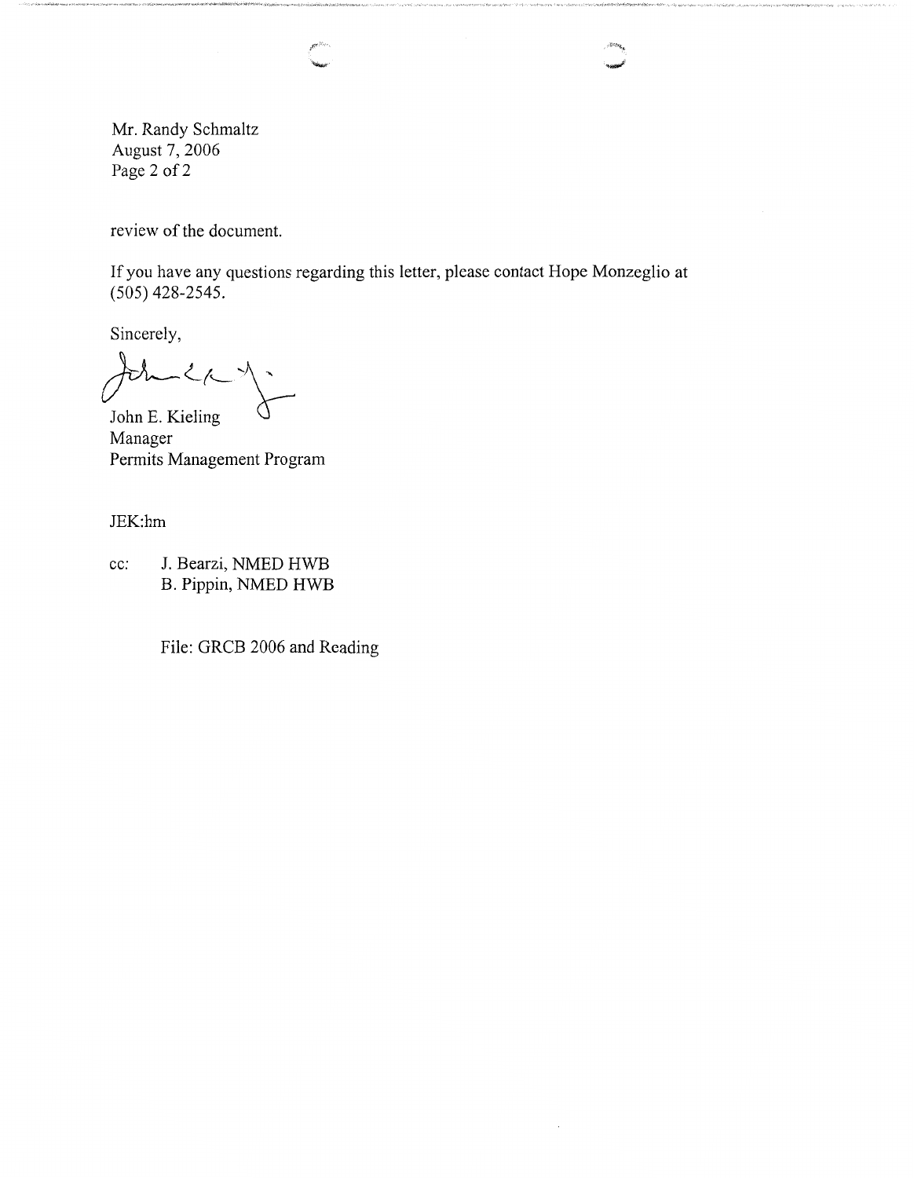Mr. Randy Schmaltz
August 7, 2006

review of the document.

If you have any questions regarding this letter, please contact Hope Monzeglio at (505) 428-2545.

Sincerely,

John E. Kieling
Manager
Permits Management Program

JEK:hm

cc: J. Bearzi, NMED HWB
B. Pippin, NMED HWB

File: GRCB 2006 and Reading